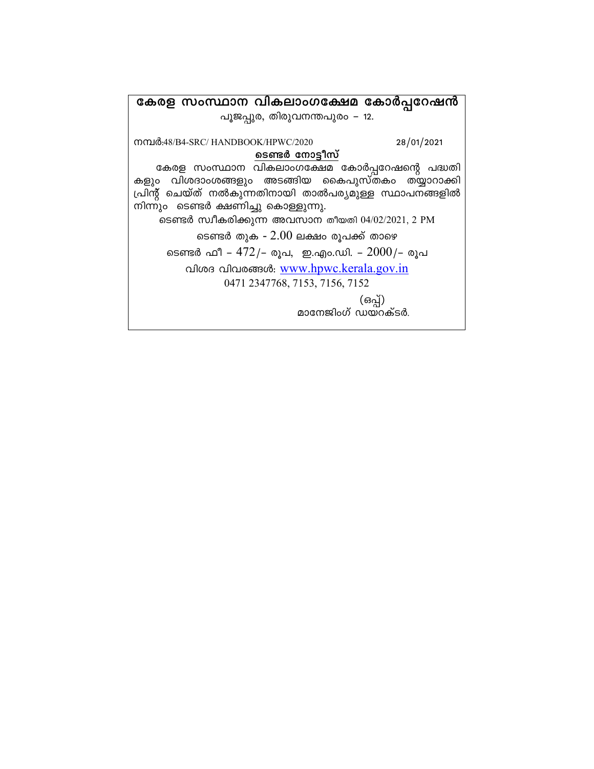# കേരള സംസ്ഥാന വികലാംഗക്ഷേമ കോർപ്പറേഷൻ

പൂജപ്പുര, തിരുവനന്തപുരം – 12.

നമ്പർ:48/B4-SRC/ HANDBOOK/HPWC/2020 28/01/2021

**ടെണ്ടർ നോട്ടീസ്**

കേരള സംസ്ഥാന വികലാംഗക്ഷേമ കോർപ്പറേഷന്റെ പദ്ധതികളും വിശദാംശങ്ങളും അടങ്ങിയ കൈപുസ്തകം തയ്യാറാക്കി പ്രിന്റ് ചെയ്ത് നൽകുന്നതിനായി താൽപര്യമുള്ള സ്ഥാപനങ്ങളിൽ നിന്നും ടെണ്ടർ ക്ഷണിച്ചു കൊള്ളുന്നു.

ടെണ്ടർ സ്വീകരിക്കുന്ന അവസാന തീയതി 04/02/2021, 2 PM

ടെണ്ടർ തുക - 2.00 ലക്ഷം രൂപക്ക് താഴെ

ടെണ്ടർ ഫീ – 472/- രൂപ, ഇ.എം.ഡി. – 2000/- രൂപ

വിശദ വിവരങ്ങൾ: www.hpwc.kerala.gov.in

0471 2347768, 7153, 7156, 7152

(ഒപ്പ്)

മാനേജിംഗ് ഡയറക്ടർ.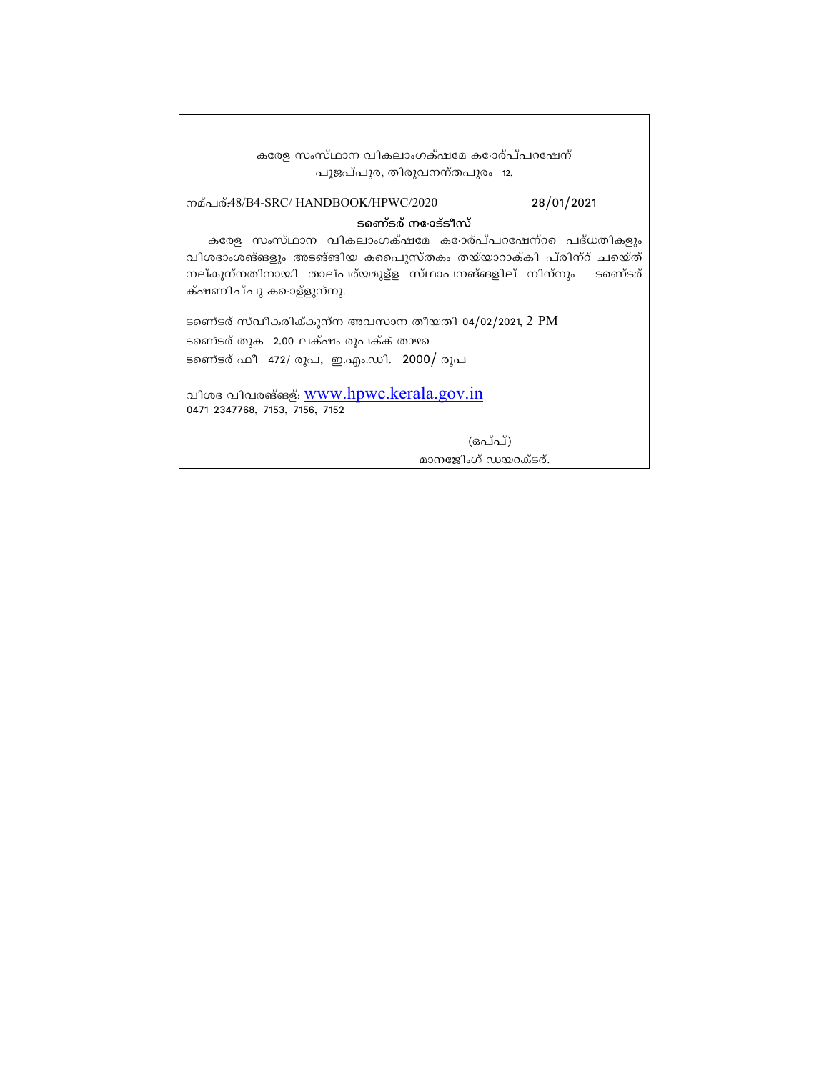കരേള സംസ്ഥാന വികലാംഗക്ഷേമ കോർപ്പറേഷന്
പൂജപ്പുര, തിരുവനന്തപുരം 12.

നമ്പര്:48/B4-SRC/ HANDBOOK/HPWC/2020 28/01/2021

**ടണ്ടര് നോട്ടീസ്**

കരേള സംസ്ഥാന വികലാംഗക്ഷേമ കോർപ്പറേഷന്റെ പദ്ധതികളും വിശദാംശങ്ങളും അടങ്ങിയ കൈപ്പുസ്തകം തയ്യാറാക്കി പ്രിന്റ് ചെയ്ത് നല്കുന്നതിനായി താല്പര്യമുള്ള സ്ഥാപനങ്ങളില് നിന്നും ടണ്ടര് ക്ഷണിച്ചു കൊള്ളുന്നു.

ടണ്ടര് സ്വീകരിക്കുന്ന അവസാന തീയതി 04/02/2021, 2 PM

ടണ്ടര് തുക 2.00 ലക്ഷം രൂപക്ക് താഴെ

ടണ്ടര് ഫീ 472/ രൂപ, ഇ.എം.ഡി. 2000/ രൂപ

വിശദ വിവരങ്ങള്: www.hpwc.kerala.gov.in
0471 2347768, 7153, 7156, 7152

(ഒപ്പ്)
മാനേജിംഗ് ഡയറക്ടര്.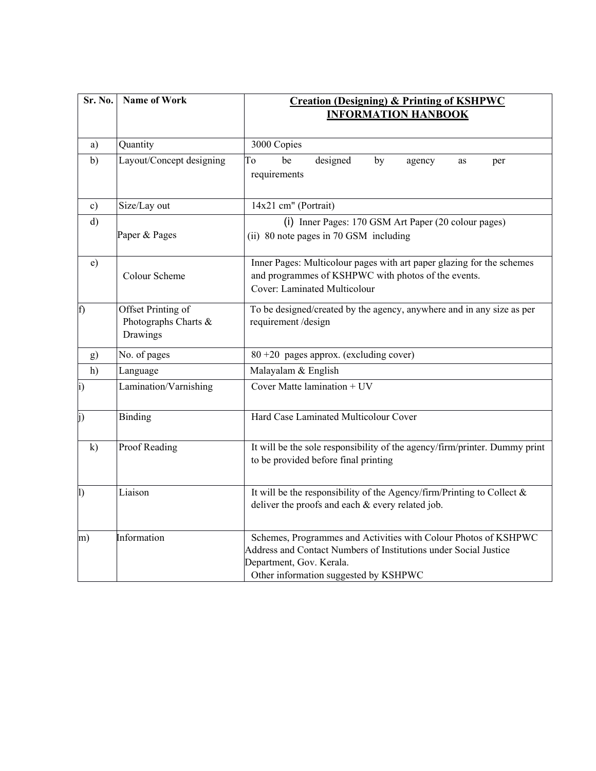| Sr. No. | Name of Work | **Creation (Designing) & Printing of KSHPWC INFORMATION HANBOOK** |
|---|---|---|
| a) | Quantity | 3000 Copies |
| b) | Layout/Concept designing | To be designed by agency as per requirements |
| c) | Size/Lay out | 14x21 cm" (Portrait) |
| d) | Paper & Pages | (i) Inner Pages: 170 GSM Art Paper (20 colour pages)<br>(ii) 80 note pages in 70 GSM including |
| e) | Colour Scheme | Inner Pages: Multicolour pages with art paper glazing for the schemes and programmes of KSHPWC with photos of the events.<br>Cover: Laminated Multicolour |
| f) | Offset Printing of Photographs Charts & Drawings | To be designed/created by the agency, anywhere and in any size as per requirement /design |
| g) | No. of pages | 80 +20 pages approx. (excluding cover) |
| h) | Language | Malayalam & English |
| i) | Lamination/Varnishing | Cover Matte lamination + UV |
| j) | Binding | Hard Case Laminated Multicolour Cover |
| k) | Proof Reading | It will be the sole responsibility of the agency/firm/printer. Dummy print to be provided before final printing |
| l) | Liaison | It will be the responsibility of the Agency/firm/Printing to Collect & deliver the proofs and each & every related job. |
| m) | Information | Schemes, Programmes and Activities with Colour Photos of KSHPWC<br>Address and Contact Numbers of Institutions under Social Justice Department, Gov. Kerala.<br>Other information suggested by KSHPWC |